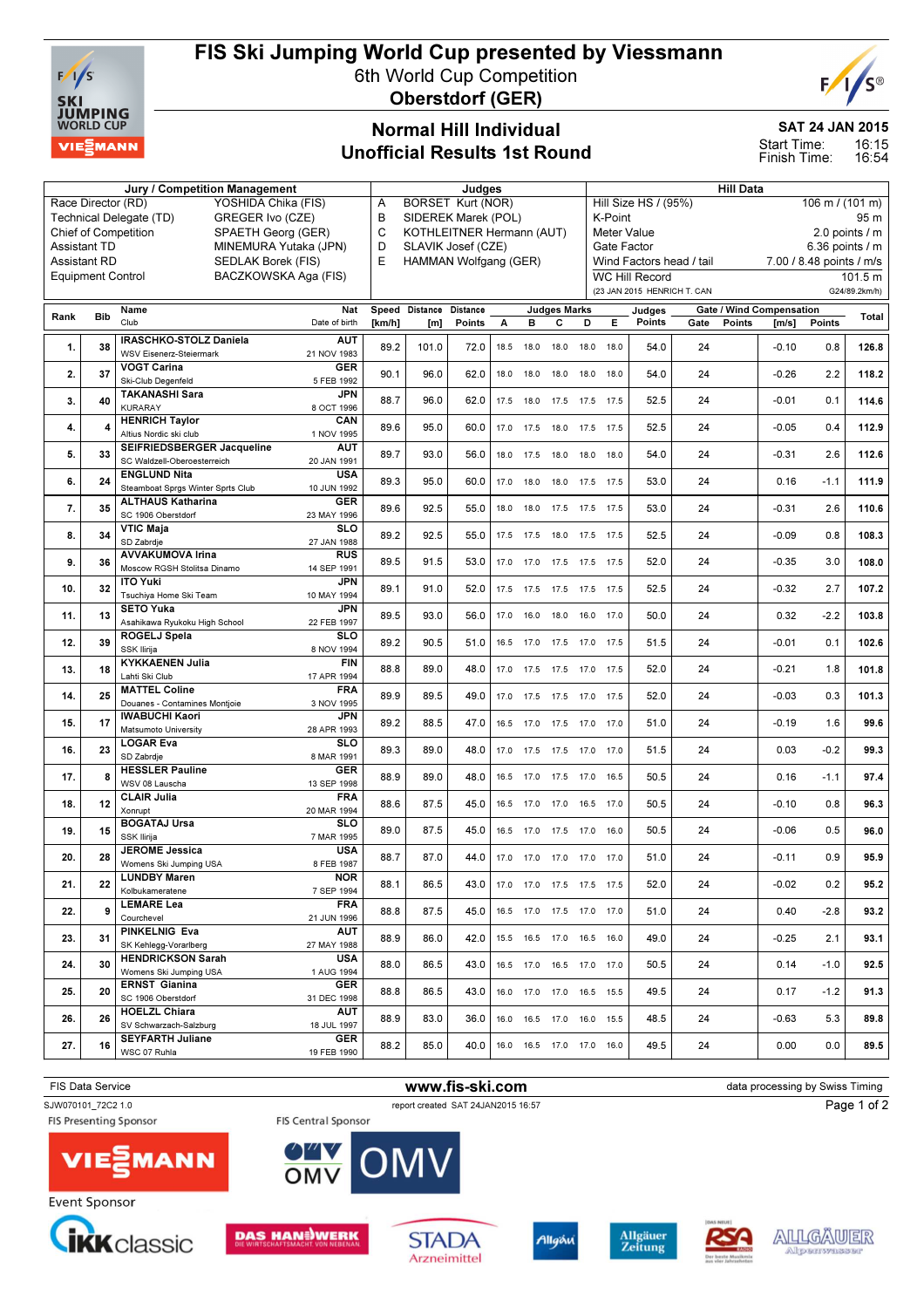# FIS Ski Jumping World Cup presented by Viessmann

6th World Cup Competition

**Oberstdorf (GER)**

## Normal Hill Individual
## Unofficial Results 1st Round

**SAT 24 JAN 2015**
Start Time: 16:15
Finish Time: 16:54

| Jury / Competition Management | | Judges | | Hill Data | |
|---|---|---|---|---|---|
| Race Director (RD) | YOSHIDA Chika (FIS) | A | BORSET Kurt (NOR) | Hill Size HS / (95%) | 106 m / (101 m) |
| Technical Delegate (TD) | GREGER Ivo (CZE) | B | SIDEREK Marek (POL) | K-Point | 95 m |
| Chief of Competition | SPAETH Georg (GER) | C | KOTHLEITNER Hermann (AUT) | Meter Value | 2.0 points / m |
| Assistant TD | MINEMURA Yutaka (JPN) | D | SLAVIK Josef (CZE) | Gate Factor | 6.36 points / m |
| Assistant RD | SEDLAK Borek (FIS) | E | HAMMAN Wolfgang (GER) | Wind Factors head / tail | 7.00 / 8.48 points / m/s |
| Equipment Control | BACZKOWSKA Aga (FIS) | | | WC Hill Record | 101.5 m |
| | | | | (23 JAN 2015 HENRICH T. CAN | G24/89.2km/h) |

| Rank | Bib | Name / Club | Nat / Date of birth | Speed [km/h] | Distance [m] | Distance Points | A | B | C | D | E | Judges Points | Gate | Gate Points | Wind [m/s] | Wind Points | Total |
|---|---|---|---|---|---|---|---|---|---|---|---|---|---|---|---|---|---|
| 1. | 38 | IRASCHKO-STOLZ Daniela / WSV Eisenerz-Steiermark | AUT / 21 NOV 1983 | 89.2 | 101.0 | 72.0 | 18.5 | 18.0 | 18.0 | 18.0 | 18.0 | 54.0 | 24 | | -0.10 | 0.8 | 126.8 |
| 2. | 37 | VOGT Carina / Ski-Club Degenfeld | GER / 5 FEB 1992 | 90.1 | 96.0 | 62.0 | 18.0 | 18.0 | 18.0 | 18.0 | 18.0 | 54.0 | 24 | | -0.26 | 2.2 | 118.2 |
| 3. | 40 | TAKANASHI Sara / KURARAY | JPN / 8 OCT 1996 | 88.7 | 96.0 | 62.0 | 17.5 | 18.0 | 17.5 | 17.5 | 17.5 | 52.5 | 24 | | -0.01 | 0.1 | 114.6 |
| 4. | 4 | HENRICH Taylor / Altius Nordic ski club | CAN / 1 NOV 1995 | 89.6 | 95.0 | 60.0 | 17.0 | 17.5 | 18.0 | 17.5 | 17.5 | 52.5 | 24 | | -0.05 | 0.4 | 112.9 |
| 5. | 33 | SEIFRIEDSBERGER Jacqueline / SC Waldzell-Oberoesterreich | AUT / 20 JAN 1991 | 89.7 | 93.0 | 56.0 | 18.0 | 17.5 | 18.0 | 18.0 | 18.0 | 54.0 | 24 | | -0.31 | 2.6 | 112.6 |
| 6. | 24 | ENGLUND Nita / Steamboat Sprgs Winter Sprts Club | USA / 10 JUN 1992 | 89.3 | 95.0 | 60.0 | 17.0 | 18.0 | 18.0 | 17.5 | 17.5 | 53.0 | 24 | | 0.16 | -1.1 | 111.9 |
| 7. | 35 | ALTHAUS Katharina / SC 1906 Oberstdorf | GER / 23 MAY 1996 | 89.6 | 92.5 | 55.0 | 18.0 | 18.0 | 17.5 | 17.5 | 17.5 | 53.0 | 24 | | -0.31 | 2.6 | 110.6 |
| 8. | 34 | VTIC Maja / SD Zabrdje | SLO / 27 JAN 1988 | 89.2 | 92.5 | 55.0 | 17.5 | 17.5 | 18.0 | 17.5 | 17.5 | 52.5 | 24 | | -0.09 | 0.8 | 108.3 |
| 9. | 36 | AVVAKUMOVA Irina / Moscow RGSH Stolitsa Dinamo | RUS / 14 SEP 1991 | 89.5 | 91.5 | 53.0 | 17.0 | 17.0 | 17.5 | 17.5 | 17.5 | 52.0 | 24 | | -0.35 | 3.0 | 108.0 |
| 10. | 32 | ITO Yuki / Tsuchiya Home Ski Team | JPN / 10 MAY 1994 | 89.1 | 91.0 | 52.0 | 17.5 | 17.5 | 17.5 | 17.5 | 17.5 | 52.5 | 24 | | -0.32 | 2.7 | 107.2 |
| 11. | 13 | SETO Yuka / Asahikawa Ryukoku High School | JPN / 22 FEB 1997 | 89.5 | 93.0 | 56.0 | 17.0 | 16.0 | 18.0 | 16.0 | 17.0 | 50.0 | 24 | | 0.32 | -2.2 | 103.8 |
| 12. | 39 | ROGELJ Spela / SSK Ilirija | SLO / 8 NOV 1994 | 89.2 | 90.5 | 51.0 | 16.5 | 17.0 | 17.5 | 17.0 | 17.5 | 51.5 | 24 | | -0.01 | 0.1 | 102.6 |
| 13. | 18 | KYKKAENEN Julia / Lahti Ski Club | FIN / 17 APR 1994 | 88.8 | 89.0 | 48.0 | 17.0 | 17.5 | 17.5 | 17.0 | 17.5 | 52.0 | 24 | | -0.21 | 1.8 | 101.8 |
| 14. | 25 | MATTEL Coline / Douanes - Contamines Montjoie | FRA / 3 NOV 1995 | 89.9 | 89.5 | 49.0 | 17.0 | 17.5 | 17.5 | 17.0 | 17.5 | 52.0 | 24 | | -0.03 | 0.3 | 101.3 |
| 15. | 17 | IWABUCHI Kaori / Matsumoto University | JPN / 28 APR 1993 | 89.2 | 88.5 | 47.0 | 16.5 | 17.0 | 17.5 | 17.0 | 17.0 | 51.0 | 24 | | -0.19 | 1.6 | 99.6 |
| 16. | 23 | LOGAR Eva / SD Zabrdje | SLO / 8 MAR 1991 | 89.3 | 89.0 | 48.0 | 17.0 | 17.5 | 17.5 | 17.0 | 17.0 | 51.5 | 24 | | 0.03 | -0.2 | 99.3 |
| 17. | 8 | HESSLER Pauline / WSV 08 Lauscha | GER / 13 SEP 1998 | 88.9 | 89.0 | 48.0 | 16.5 | 17.0 | 17.5 | 17.0 | 16.5 | 50.5 | 24 | | 0.16 | -1.1 | 97.4 |
| 18. | 12 | CLAIR Julia / Xonrupt | FRA / 20 MAR 1994 | 88.6 | 87.5 | 45.0 | 16.5 | 17.0 | 17.0 | 16.5 | 17.0 | 50.5 | 24 | | -0.10 | 0.8 | 96.3 |
| 19. | 15 | BOGATAJ Ursa / SSK Ilirija | SLO / 7 MAR 1995 | 89.0 | 87.5 | 45.0 | 16.5 | 17.0 | 17.5 | 17.0 | 16.0 | 50.5 | 24 | | -0.06 | 0.5 | 96.0 |
| 20. | 28 | JEROME Jessica / Womens Ski Jumping USA | USA / 8 FEB 1987 | 88.7 | 87.0 | 44.0 | 17.0 | 17.0 | 17.0 | 17.0 | 17.0 | 51.0 | 24 | | -0.11 | 0.9 | 95.9 |
| 21. | 22 | LUNDBY Maren / Kolbukameratene | NOR / 7 SEP 1994 | 88.1 | 86.5 | 43.0 | 17.0 | 17.0 | 17.5 | 17.5 | 17.5 | 52.0 | 24 | | -0.02 | 0.2 | 95.2 |
| 22. | 9 | LEMARE Lea / Courchevel | FRA / 21 JUN 1996 | 88.8 | 87.5 | 45.0 | 16.5 | 17.0 | 17.5 | 17.0 | 17.0 | 51.0 | 24 | | 0.40 | -2.8 | 93.2 |
| 23. | 31 | PINKELNIG Eva / SK Kehlegg-Vorarlberg | AUT / 27 MAY 1988 | 88.9 | 86.0 | 42.0 | 15.5 | 16.5 | 17.0 | 16.5 | 16.0 | 49.0 | 24 | | -0.25 | 2.1 | 93.1 |
| 24. | 30 | HENDRICKSON Sarah / Womens Ski Jumping USA | USA / 1 AUG 1994 | 88.0 | 86.5 | 43.0 | 16.5 | 17.0 | 16.5 | 17.0 | 17.0 | 50.5 | 24 | | 0.14 | -1.0 | 92.5 |
| 25. | 20 | ERNST Gianina / SC 1906 Oberstdorf | GER / 31 DEC 1998 | 88.8 | 86.5 | 43.0 | 16.0 | 17.0 | 17.0 | 16.5 | 15.5 | 49.5 | 24 | | 0.17 | -1.2 | 91.3 |
| 26. | 26 | HOELZL Chiara / SV Schwarzach-Salzburg | AUT / 18 JUL 1997 | 88.9 | 83.0 | 36.0 | 16.0 | 16.5 | 17.0 | 16.0 | 15.5 | 48.5 | 24 | | -0.63 | 5.3 | 89.8 |
| 27. | 16 | SEYFARTH Juliane / WSC 07 Ruhla | GER / 19 FEB 1990 | 88.2 | 85.0 | 40.0 | 16.0 | 16.5 | 17.0 | 17.0 | 16.0 | 49.5 | 24 | | 0.00 | 0.0 | 89.5 |

FIS Data Service — www.fis-ski.com — data processing by Swiss Timing

SJW070101_72C2 1.0 — report created SAT 24JAN2015 16:57

FIS Presenting Sponsor: VIESSMANN — FIS Central Sponsor: OMV

Event Sponsor: IKK classic, Das Handwerk, Stada Arzneimittel, Allgäu, Allgäuer Zeitung, RSA Radio, Allgäuer Alpenwasser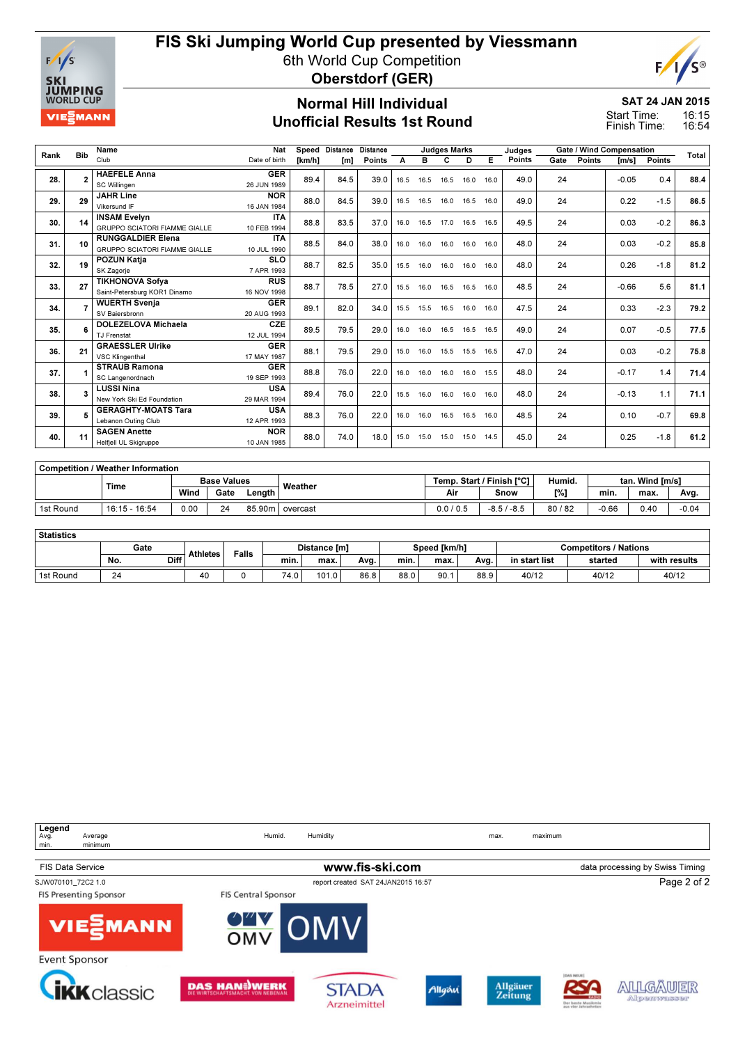# FIS Ski Jumping World Cup presented by Viessmann

6th World Cup Competition

**Oberstdorf (GER)**

## Normal Hill Individual
## Unofficial Results 1st Round

**SAT 24 JAN 2015**

Start Time: 16:15
Finish Time: 16:54

| Rank | Bib | Name / Club | Nat / Date of birth | Speed [km/h] | Distance [m] | Distance Points | A | B | C | D | E | Judges Points | Gate | Gate Points | Wind [m/s] | Wind Points | Total |
|---|---|---|---|---|---|---|---|---|---|---|---|---|---|---|---|---|---|
| 28. | 2 | HAEFELE Anna<br>SC Willingen | GER<br>26 JUN 1989 | 89.4 | 84.5 | 39.0 | 16.5 | 16.5 | 16.5 | 16.0 | 16.0 | 49.0 | 24 | | -0.05 | 0.4 | 88.4 |
| 29. | 29 | JAHR Line<br>Vikersund IF | NOR<br>16 JAN 1984 | 88.0 | 84.5 | 39.0 | 16.5 | 16.5 | 16.0 | 16.5 | 16.0 | 49.0 | 24 | | 0.22 | -1.5 | 86.5 |
| 30. | 14 | INSAM Evelyn<br>GRUPPO SCIATORI FIAMME GIALLE | ITA<br>10 FEB 1994 | 88.8 | 83.5 | 37.0 | 16.0 | 16.5 | 17.0 | 16.5 | 16.5 | 49.5 | 24 | | 0.03 | -0.2 | 86.3 |
| 31. | 10 | RUNGGALDIER Elena<br>GRUPPO SCIATORI FIAMME GIALLE | ITA<br>10 JUL 1990 | 88.5 | 84.0 | 38.0 | 16.0 | 16.0 | 16.0 | 16.0 | 16.0 | 48.0 | 24 | | 0.03 | -0.2 | 85.8 |
| 32. | 19 | POZUN Katja<br>SK Zagorje | SLO<br>7 APR 1993 | 88.7 | 82.5 | 35.0 | 15.5 | 16.0 | 16.0 | 16.0 | 16.0 | 48.0 | 24 | | 0.26 | -1.8 | 81.2 |
| 33. | 27 | TIKHONOVA Sofya<br>Saint-Petersburg KOR1 Dinamo | RUS<br>16 NOV 1998 | 88.7 | 78.5 | 27.0 | 15.5 | 16.0 | 16.5 | 16.5 | 16.0 | 48.5 | 24 | | -0.66 | 5.6 | 81.1 |
| 34. | 7 | WUERTH Svenja<br>SV Baiersbronn | GER<br>20 AUG 1993 | 89.1 | 82.0 | 34.0 | 15.5 | 15.5 | 16.5 | 16.0 | 16.0 | 47.5 | 24 | | 0.33 | -2.3 | 79.2 |
| 35. | 6 | DOLEZELOVA Michaela<br>TJ Frenstat | CZE<br>12 JUL 1994 | 89.5 | 79.5 | 29.0 | 16.0 | 16.0 | 16.5 | 16.5 | 16.5 | 49.0 | 24 | | 0.07 | -0.5 | 77.5 |
| 36. | 21 | GRAESSLER Ulrike<br>VSC Klingenthal | GER<br>17 MAY 1987 | 88.1 | 79.5 | 29.0 | 15.0 | 16.0 | 15.5 | 15.5 | 16.5 | 47.0 | 24 | | 0.03 | -0.2 | 75.8 |
| 37. | 1 | STRAUB Ramona<br>SC Langenordnach | GER<br>19 SEP 1993 | 88.8 | 76.0 | 22.0 | 16.0 | 16.0 | 16.0 | 16.0 | 15.5 | 48.0 | 24 | | -0.17 | 1.4 | 71.4 |
| 38. | 3 | LUSSI Nina<br>New York Ski Ed Foundation | USA<br>29 MAR 1994 | 89.4 | 76.0 | 22.0 | 15.5 | 16.0 | 16.0 | 16.0 | 16.0 | 48.0 | 24 | | -0.13 | 1.1 | 71.1 |
| 39. | 5 | GERAGHTY-MOATS Tara<br>Lebanon Outing Club | USA<br>12 APR 1993 | 88.3 | 76.0 | 22.0 | 16.0 | 16.0 | 16.5 | 16.5 | 16.0 | 48.5 | 24 | | 0.10 | -0.7 | 69.8 |
| 40. | 11 | SAGEN Anette<br>Helfjell UL Skigruppe | NOR<br>10 JAN 1985 | 88.0 | 74.0 | 18.0 | 15.0 | 15.0 | 15.0 | 15.0 | 14.5 | 45.0 | 24 | | 0.25 | -1.8 | 61.2 |

**Competition / Weather Information**

| | Time | Base Values Wind | Gate | Length | Weather | Temp. Start / Finish [°C] Air | Snow | Humid. [%] | tan. Wind [m/s] min. | max. | Avg. |
|---|---|---|---|---|---|---|---|---|---|---|---|
| 1st Round | 16:15 - 16:54 | 0.00 | 24 | 85.90m | overcast | 0.0 / 0.5 | -8.5 / -8.5 | 80 / 82 | -0.66 | 0.40 | -0.04 |

**Statistics**

| | Gate No. | Diff | Athletes | Falls | Distance [m] min. | max. | Avg. | Speed [km/h] min. | max. | Avg. | Competitors / Nations in start list | started | with results |
|---|---|---|---|---|---|---|---|---|---|---|---|---|---|
| 1st Round | 24 | | 40 | 0 | 74.0 | 101.0 | 86.8 | 88.0 | 90.1 | 88.9 | 40/12 | 40/12 | 40/12 |

**Legend**

Avg. Average
min. minimum
Humid. Humidity
max. maximum

FIS Data Service | www.fis-ski.com | data processing by Swiss Timing

SJW070101_72C2 1.0 | report created SAT 24JAN2015 16:57

FIS Presenting Sponsor: VIESSMANN

FIS Central Sponsor: OMV

Event Sponsor